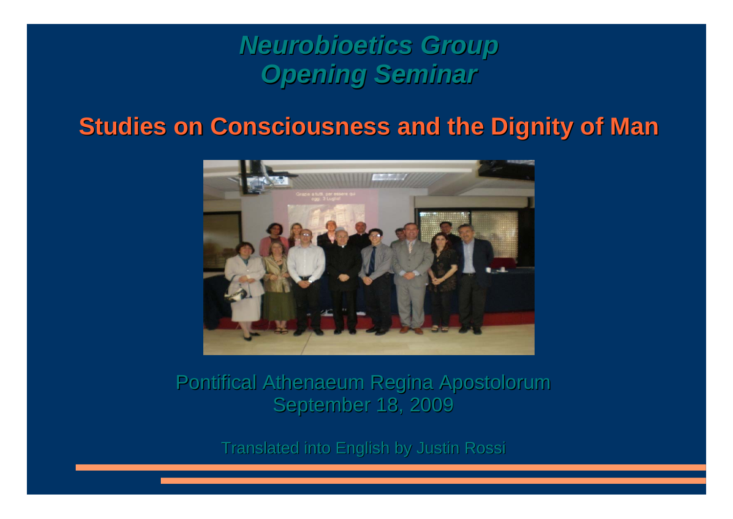# *Neurobioetics Group*
# *Opening Seminar*

## Studies on Consciousness and the Dignity of Man

Pontifical Athenaeum Regina Apostolorum
September 18, 2009

Translated into English by Justin Rossi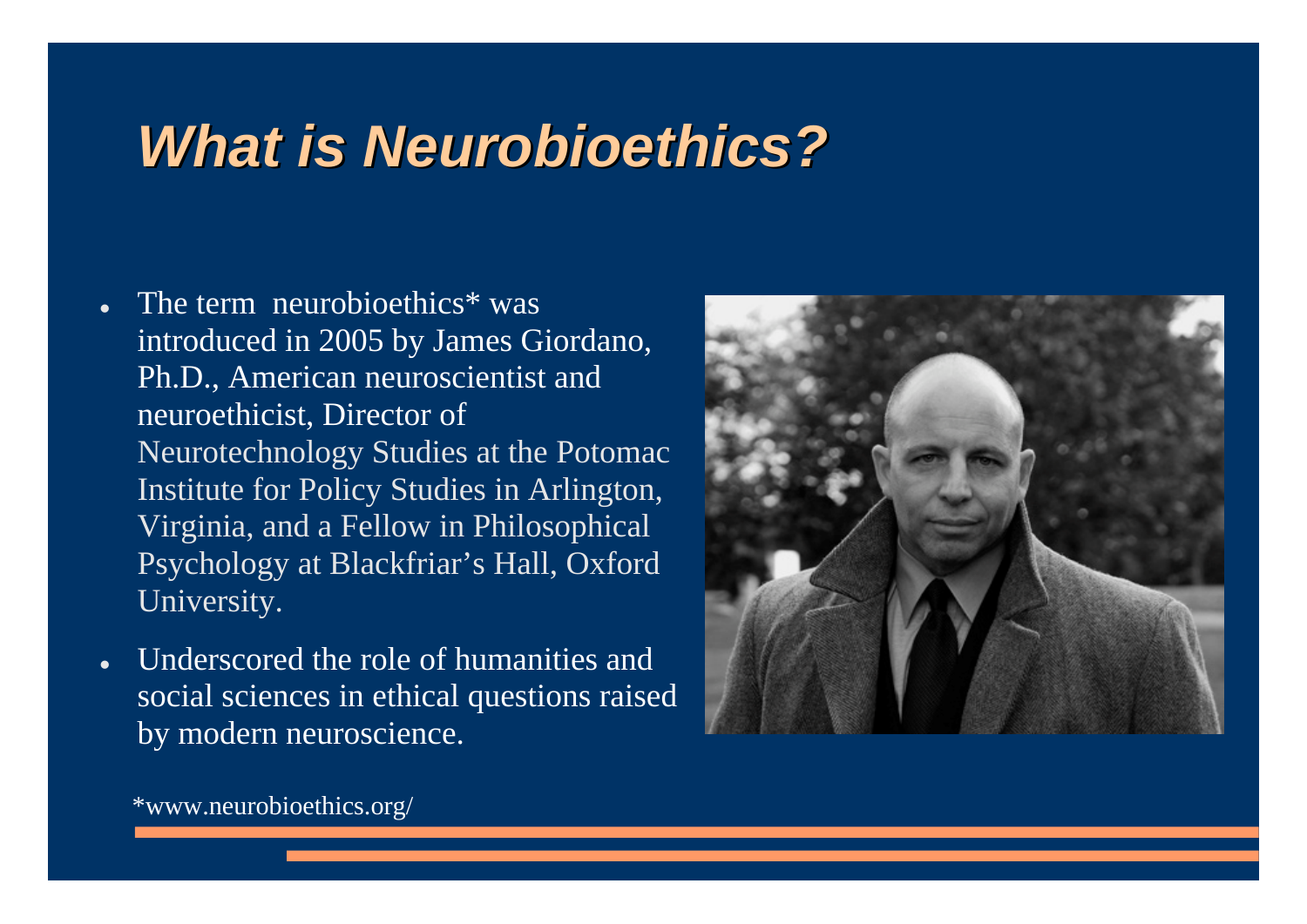# *What is Neurobioethics?*

- The term neurobioethics* was introduced in 2005 by James Giordano, Ph.D., American neuroscientist and neuroethicist, Director of Neurotechnology Studies at the Potomac Institute for Policy Studies in Arlington, Virginia, and a Fellow in Philosophical Psychology at Blackfriar's Hall, Oxford University.
- Underscored the role of humanities and social sciences in ethical questions raised by modern neuroscience.

*www.neurobioethics.org/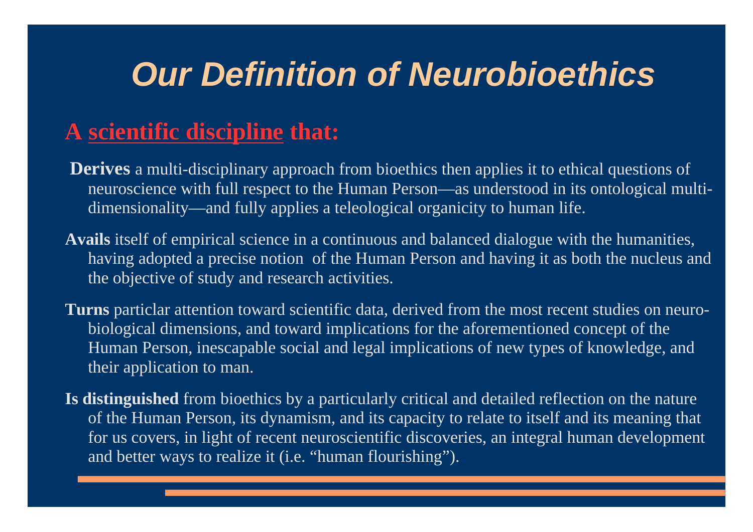# Our Definition of Neurobioethics

## A <u>scientific discipline</u> that:

**Derives** a multi-disciplinary approach from bioethics then applies it to ethical questions of neuroscience with full respect to the Human Person—as understood in its ontological multi-dimensionality—and fully applies a teleological organicity to human life.

**Avails** itself of empirical science in a continuous and balanced dialogue with the humanities, having adopted a precise notion of the Human Person and having it as both the nucleus and the objective of study and research activities.

**Turns** particlar attention toward scientific data, derived from the most recent studies on neuro-biological dimensions, and toward implications for the aforementioned concept of the Human Person, inescapable social and legal implications of new types of knowledge, and their application to man.

**Is distinguished** from bioethics by a particularly critical and detailed reflection on the nature of the Human Person, its dynamism, and its capacity to relate to itself and its meaning that for us covers, in light of recent neuroscientific discoveries, an integral human development and better ways to realize it (i.e. "human flourishing").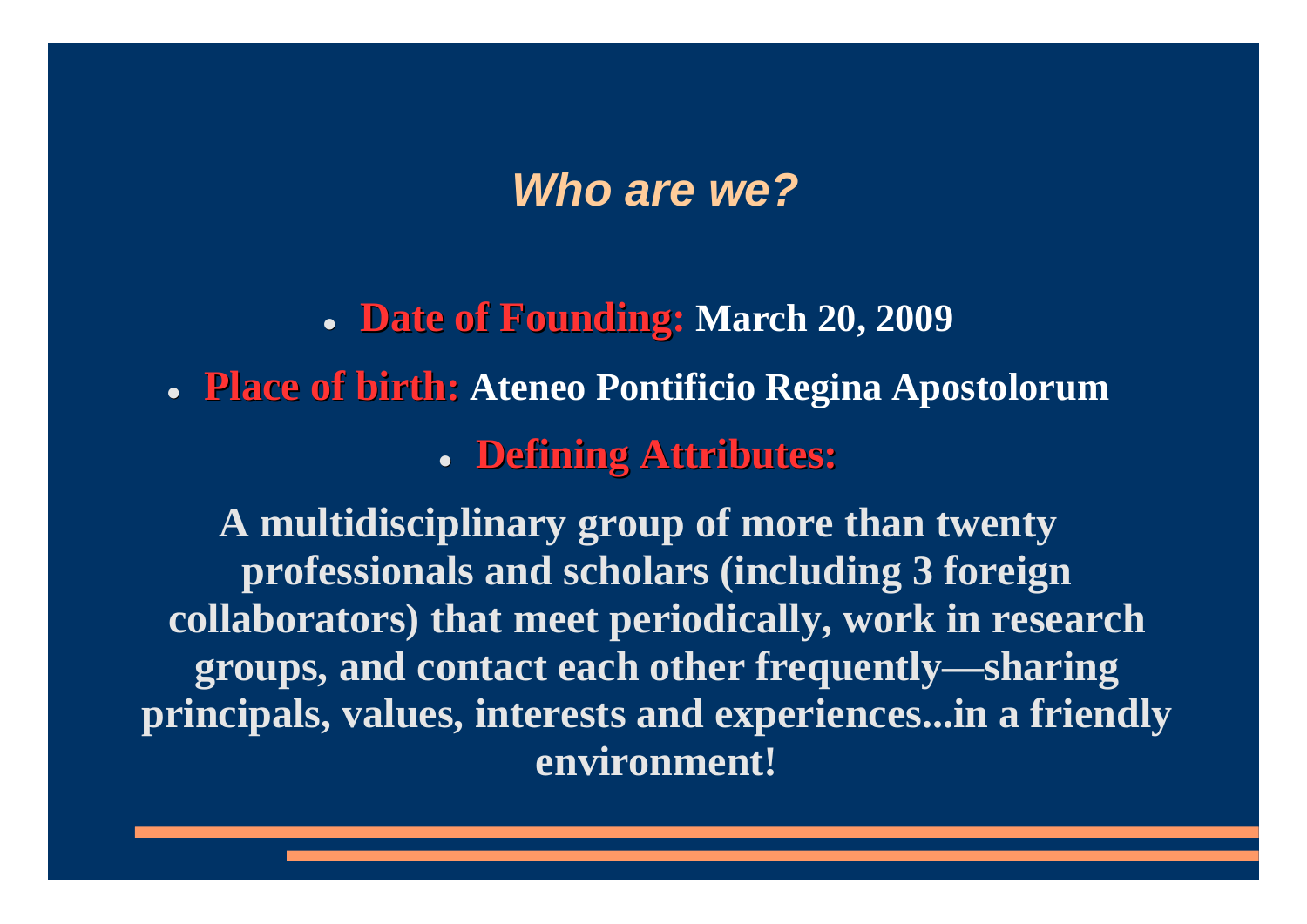# *Who are we?*

- **Date of Founding:** **March 20, 2009**
- **Place of birth:** **Ateneo Pontificio Regina Apostolorum**
- **Defining Attributes:**

**A multidisciplinary group of more than twenty professionals and scholars (including 3 foreign collaborators) that meet periodically, work in research groups, and contact each other frequently—sharing principals, values, interests and experiences...in a friendly environment!**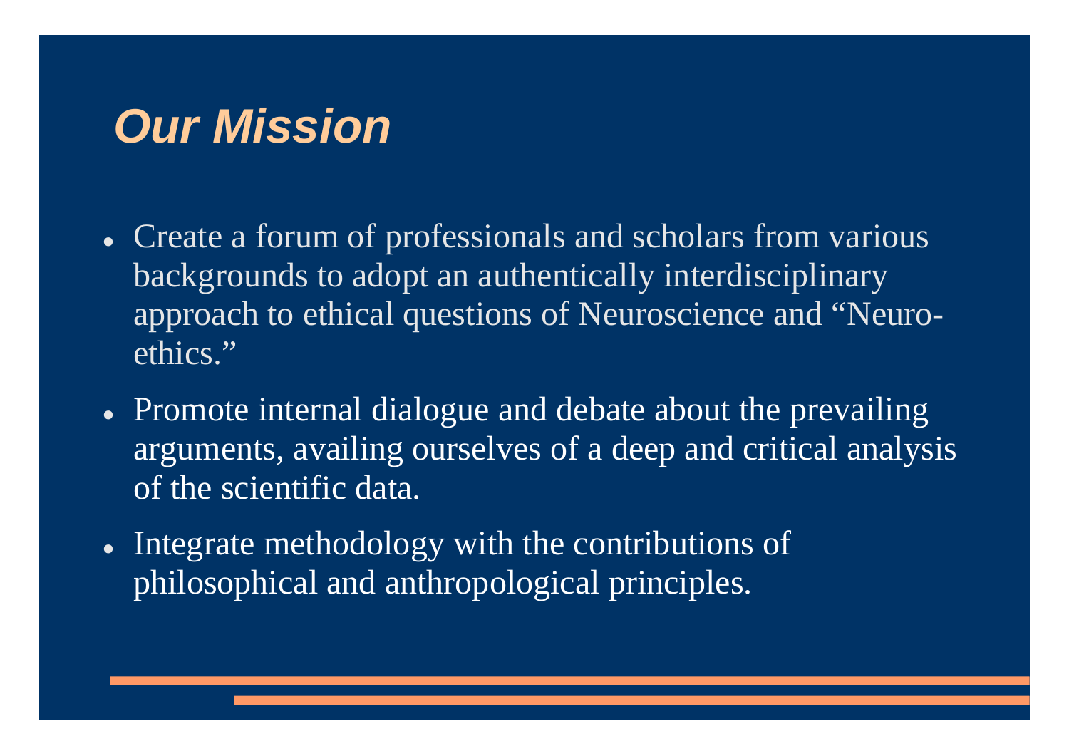# *Our Mission*

- Create a forum of professionals and scholars from various backgrounds to adopt an authentically interdisciplinary approach to ethical questions of Neuroscience and "Neuro-ethics."
- Promote internal dialogue and debate about the prevailing arguments, availing ourselves of a deep and critical analysis of the scientific data.
- Integrate methodology with the contributions of philosophical and anthropological principles.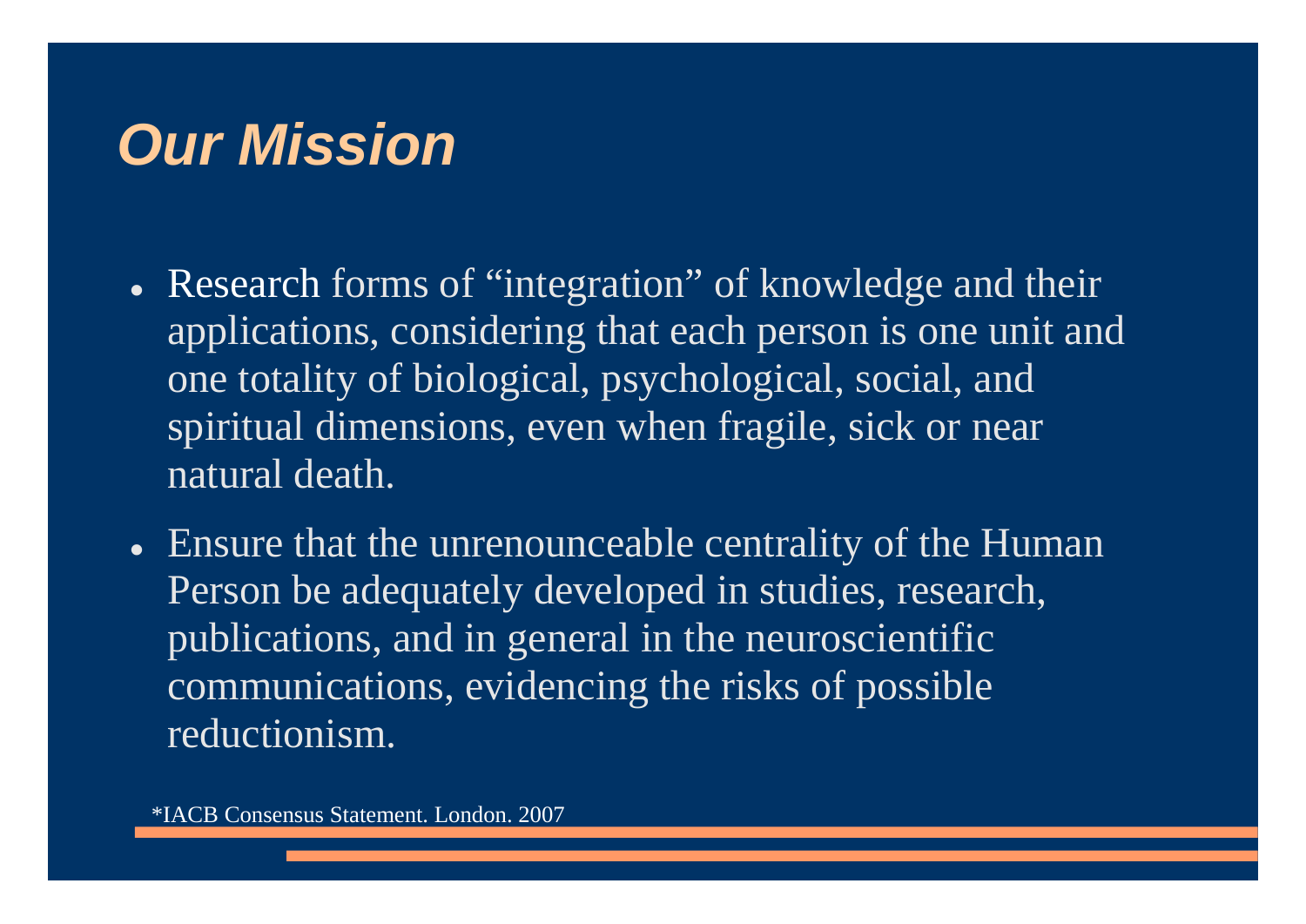# *Our Mission*

- Research forms of “integration” of knowledge and their applications, considering that each person is one unit and one totality of biological, psychological, social, and spiritual dimensions, even when fragile, sick or near natural death.
- Ensure that the unrenounceable centrality of the Human Person be adequately developed in studies, research, publications, and in general in the neuroscientific communications, evidencing the risks of possible reductionism.

*IACB Consensus Statement. London. 2007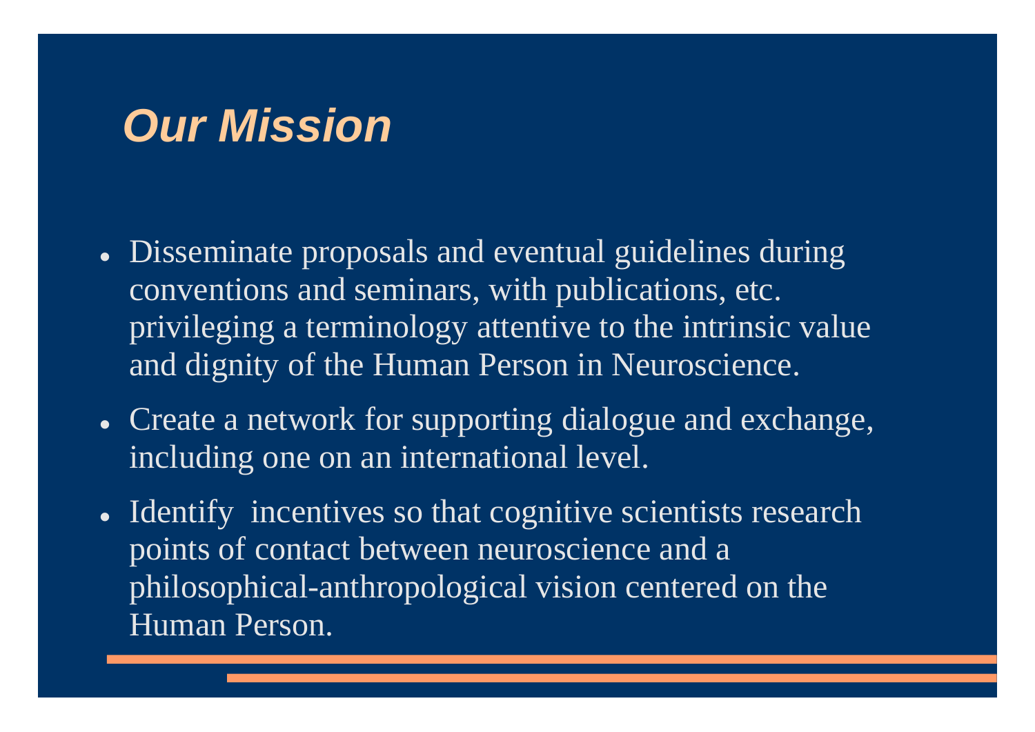## Our Mission

- Disseminate proposals and eventual guidelines during conventions and seminars, with publications, etc. privileging a terminology attentive to the intrinsic value and dignity of the Human Person in Neuroscience.
- Create a network for supporting dialogue and exchange, including one on an international level.
- Identify incentives so that cognitive scientists research points of contact between neuroscience and a philosophical-anthropological vision centered on the Human Person.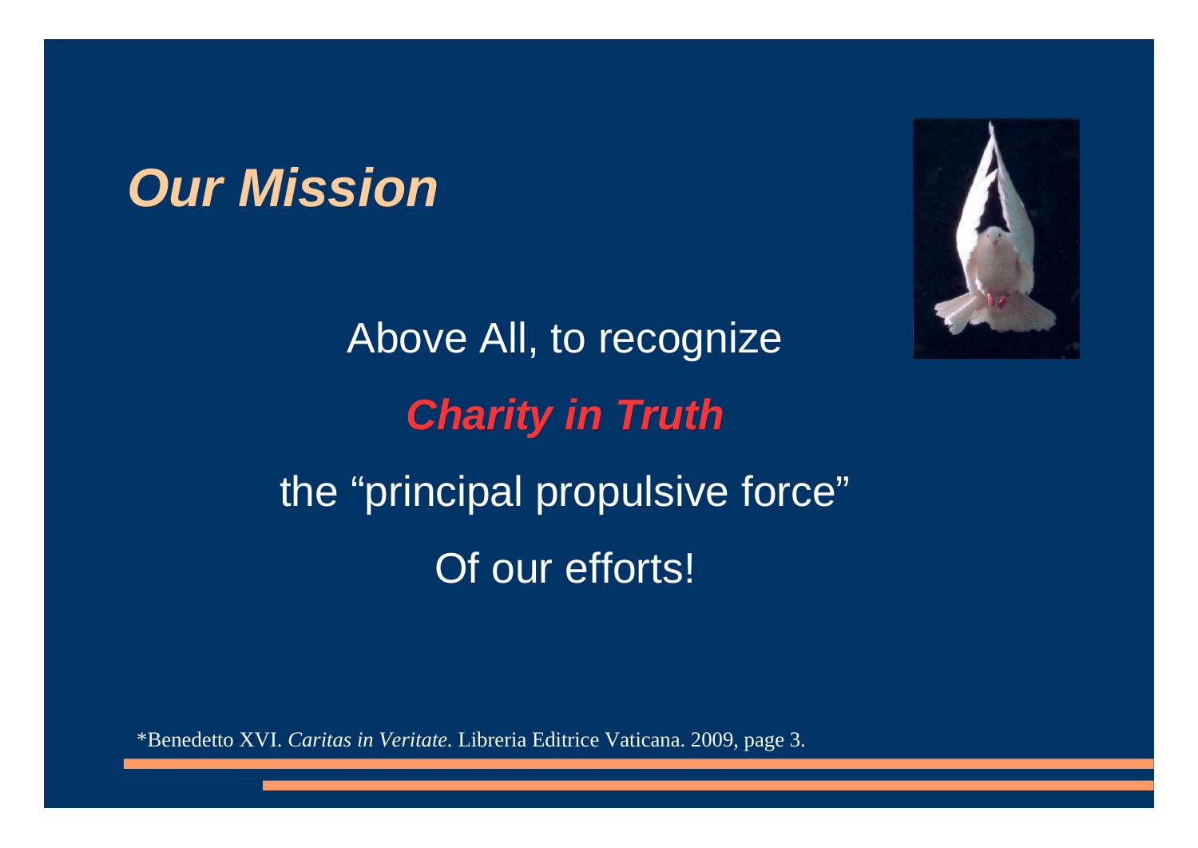# *Our Mission*

Above All, to recognize

***Charity in Truth***

the “principal propulsive force”

Of our efforts!

*Benedetto XVI. *Caritas in Veritate*. Libreria Editrice Vaticana. 2009, page 3.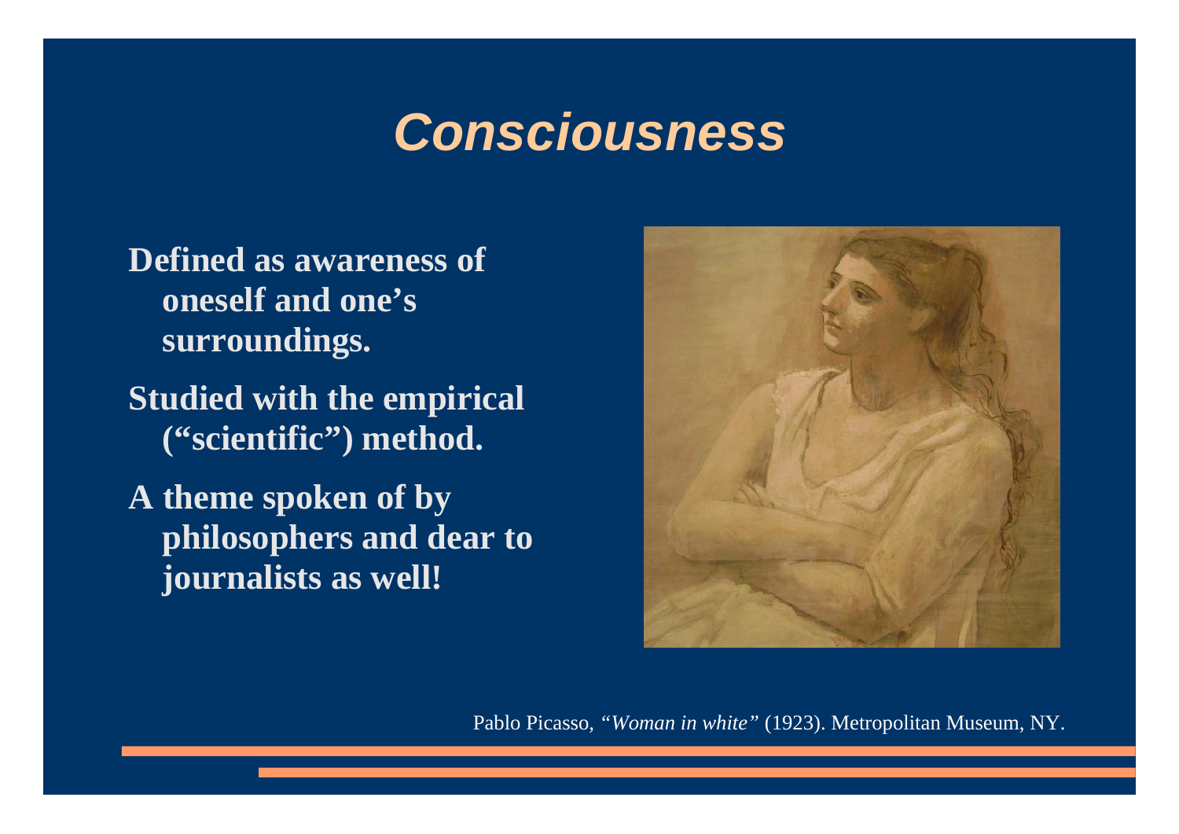# Consciousness

- Defined as awareness of oneself and one's surroundings.
- Studied with the empirical ("scientific") method.
- A theme spoken of by philosophers and dear to journalists as well!

Pablo Picasso, *"Woman in white"* (1923). Metropolitan Museum, NY.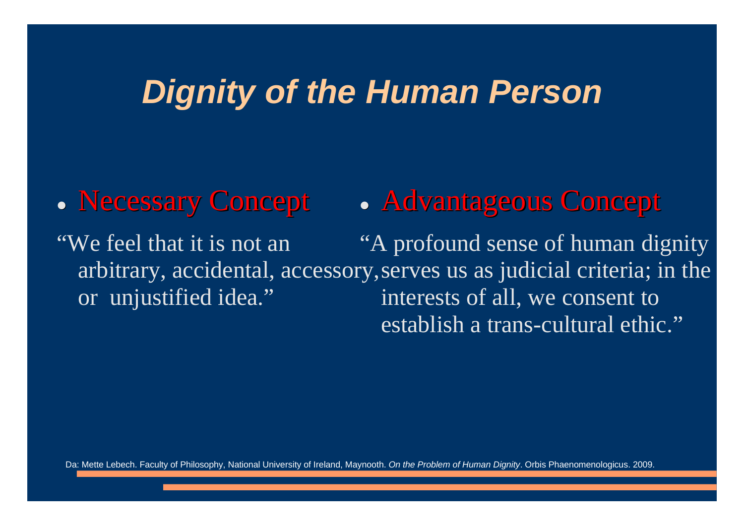# *Dignity of the Human Person*

- Necessary Concept

"We feel that it is not an arbitrary, accidental, accessory, or unjustified idea."

- Advantageous Concept

"A profound sense of human dignity serves us as judicial criteria; in the interests of all, we consent to establish a trans-cultural ethic."

Da: Mette Lebech. Faculty of Philosophy, National University of Ireland, Maynooth. *On the Problem of Human Dignity*. Orbis Phaenomenologicus. 2009.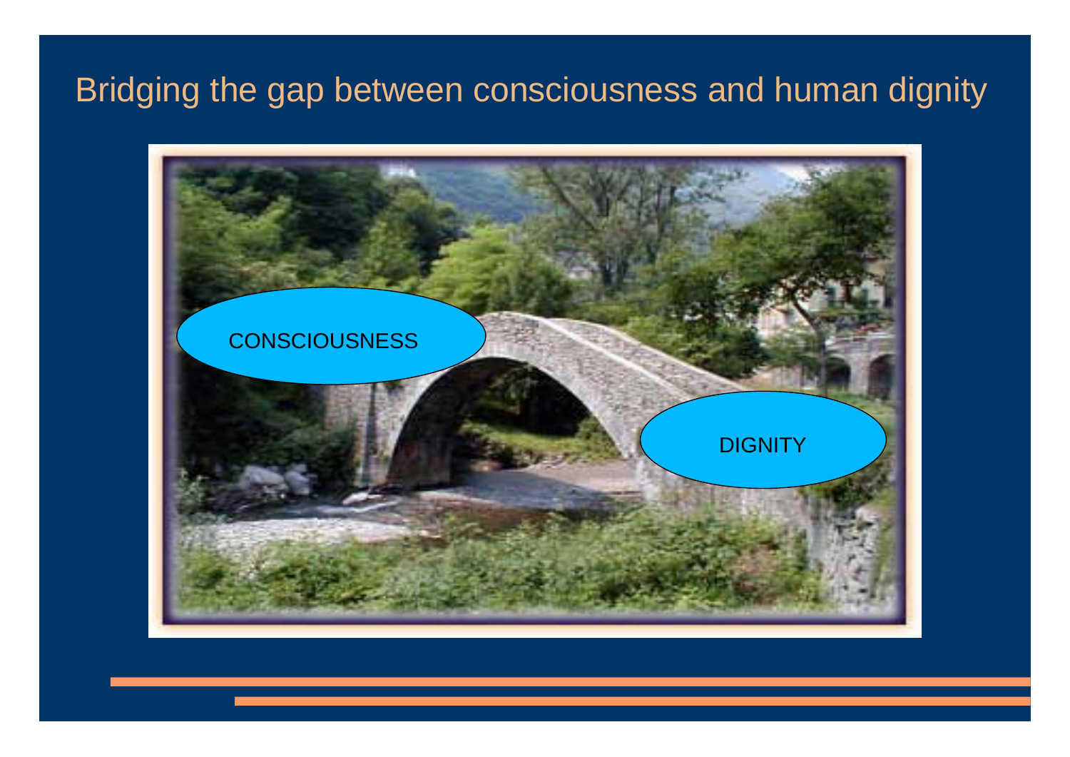# Bridging the gap between consciousness and human dignity

CONSCIOUSNESS

DIGNITY